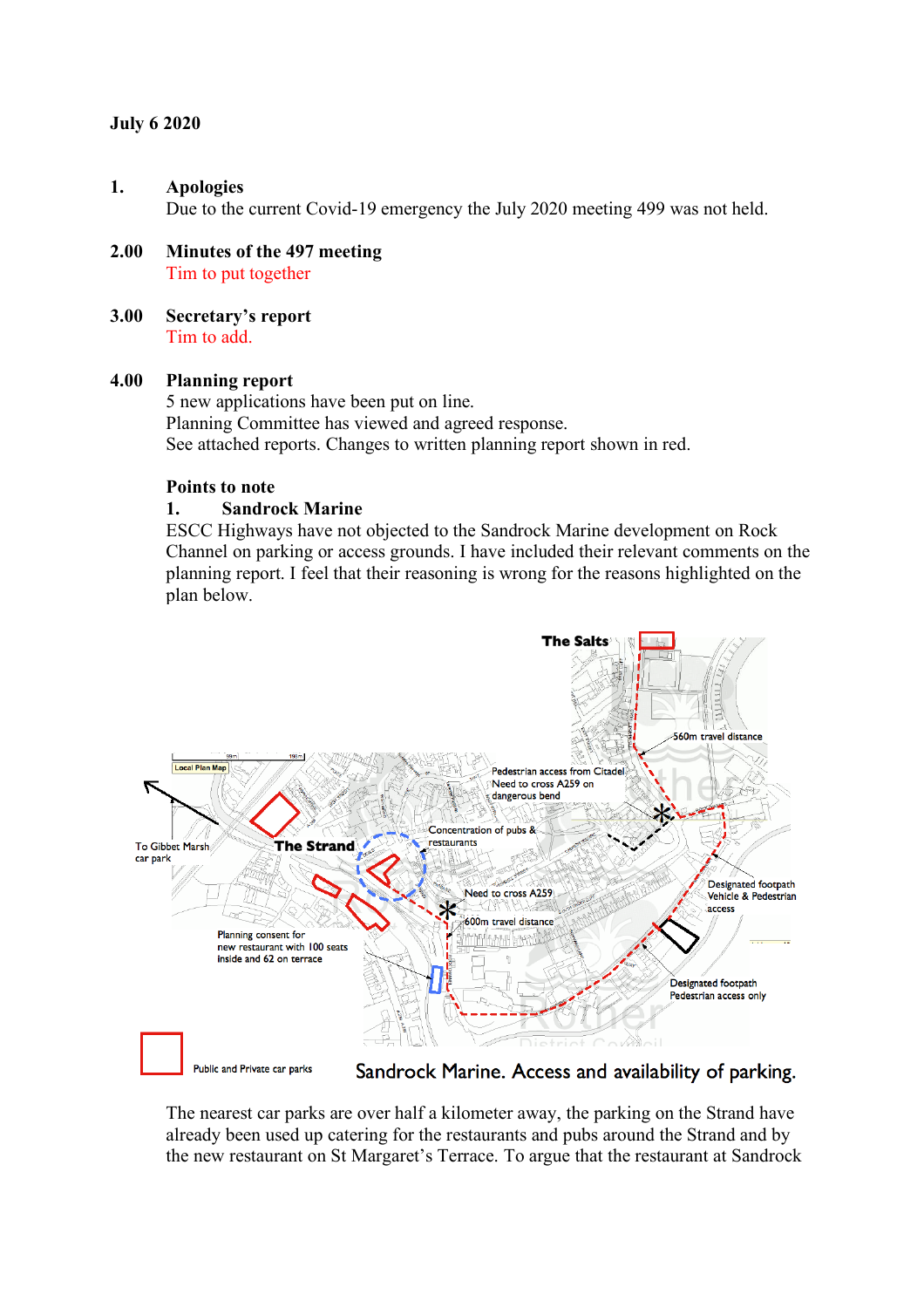**July 6 2020**

**1. Apologies**
Due to the current Covid-19 emergency the July 2020 meeting 499 was not held.

**2.00 Minutes of the 497 meeting**
Tim to put together

**3.00 Secretary's report**
Tim to add.

**4.00 Planning report**
5 new applications have been put on line.
Planning Committee has viewed and agreed response.
See attached reports. Changes to written planning report shown in red.

**Points to note**

**1. Sandrock Marine**

ESCC Highways have not objected to the Sandrock Marine development on Rock Channel on parking or access grounds. I have included their relevant comments on the planning report. I feel that their reasoning is wrong for the reasons highlighted on the plan below.

The Salts

560m travel distance

Pedestrian access from Citadel. Need to cross A259 on dangerous bend

Local Plan Map

To Gibbet Marsh car park

The Strand

Concentration of pubs & restaurants

Need to cross A259

600m travel distance

Designated footpath Vehicle & Pedestrian access

Planning consent for new restaurant with 100 seats inside and 62 on terrace

Designated footpath Pedestrian access only

Public and Private car parks

Sandrock Marine. Access and availability of parking.

The nearest car parks are over half a kilometer away, the parking on the Strand have already been used up catering for the restaurants and pubs around the Strand and by the new restaurant on St Margaret's Terrace. To argue that the restaurant at Sandrock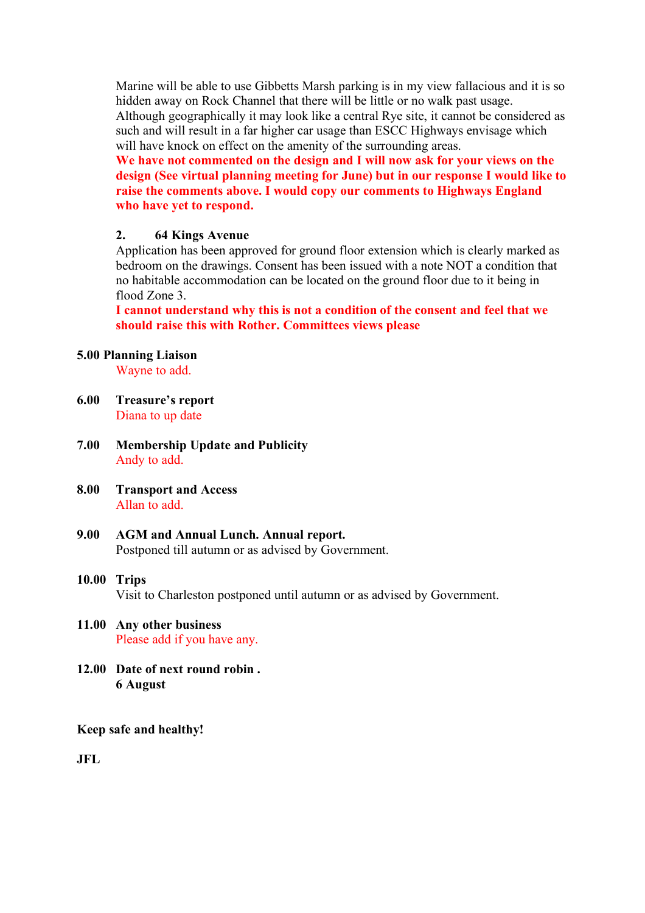Marine will be able to use Gibbetts Marsh parking is in my view fallacious and it is so hidden away on Rock Channel that there will be little or no walk past usage. Although geographically it may look like a central Rye site, it cannot be considered as such and will result in a far higher car usage than ESCC Highways envisage which will have knock on effect on the amenity of the surrounding areas.

**We have not commented on the design and I will now ask for your views on the design (See virtual planning meeting for June) but in our response I would like to raise the comments above. I would copy our comments to Highways England who have yet to respond.**

**2. 64 Kings Avenue**

Application has been approved for ground floor extension which is clearly marked as bedroom on the drawings. Consent has been issued with a note NOT a condition that no habitable accommodation can be located on the ground floor due to it being in flood Zone 3.

**I cannot understand why this is not a condition of the consent and feel that we should raise this with Rother. Committees views please**

**5.00 Planning Liaison**

Wayne to add.

**6.00 Treasure's report**

Diana to up date

**7.00 Membership Update and Publicity**

Andy to add.

**8.00 Transport and Access**

Allan to add.

**9.00 AGM and Annual Lunch. Annual report.**

Postponed till autumn or as advised by Government.

**10.00 Trips**

Visit to Charleston postponed until autumn or as advised by Government.

**11.00 Any other business**

Please add if you have any.

**12.00 Date of next round robin .**

**6 August**

**Keep safe and healthy!**

**JFL**